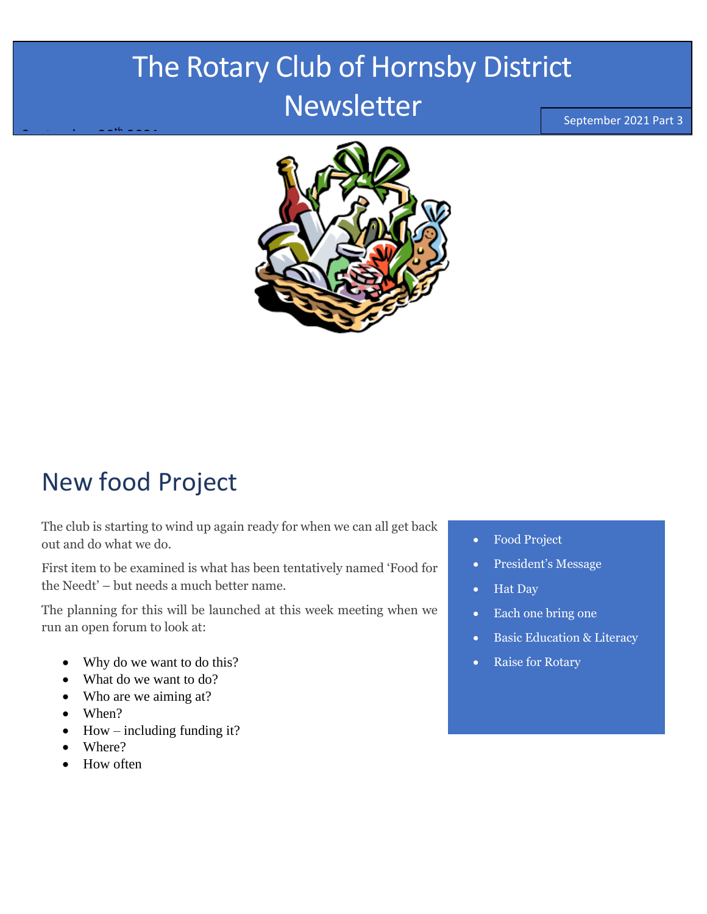# The Rotary Club of Hornsby District Newsletter

September 2021 Part 3

## New food Project

The club is starting to wind up again ready for when we can all get back out and do what we do.

First item to be examined is what has been tentatively named 'Food for the Needt' – but needs a much better name.

The planning for this will be launched at this week meeting when we run an open forum to look at:

- Why do we want to do this?
- What do we want to do?
- Who are we aiming at?
- When?
- How – including funding it?
- Where?
- How often

- Food Project
- President's Message
- Hat Day
- Each one bring one
- Basic Education & Literacy
- Raise for Rotary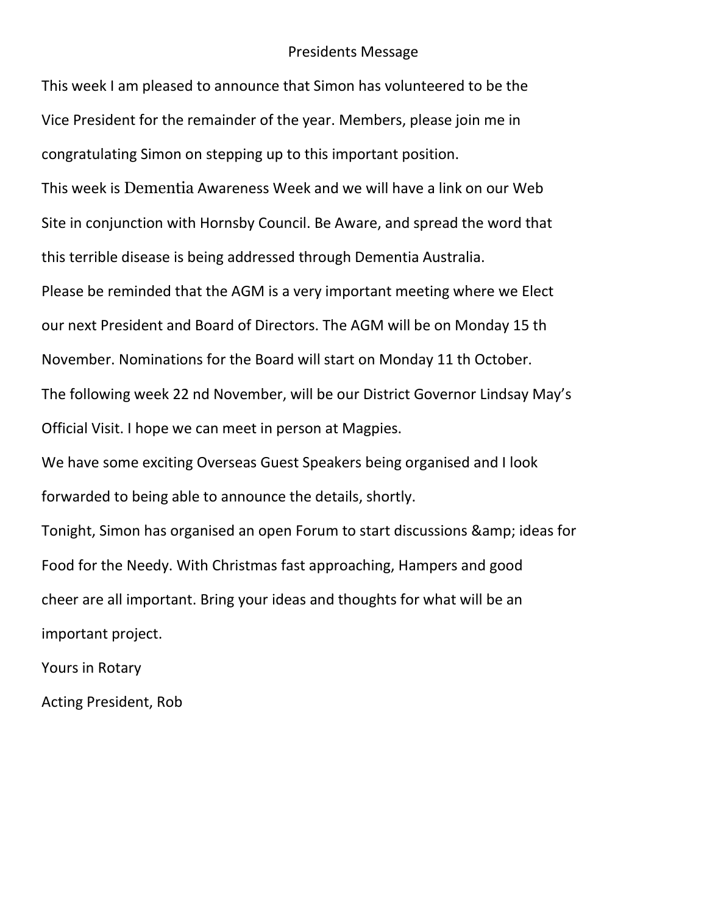# Presidents Message

This week I am pleased to announce that Simon has volunteered to be the Vice President for the remainder of the year. Members, please join me in congratulating Simon on stepping up to this important position.

This week is Dementia Awareness Week and we will have a link on our Web Site in conjunction with Hornsby Council. Be Aware, and spread the word that this terrible disease is being addressed through Dementia Australia.

Please be reminded that the AGM is a very important meeting where we Elect our next President and Board of Directors. The AGM will be on Monday 15 th November. Nominations for the Board will start on Monday 11 th October.

The following week 22 nd November, will be our District Governor Lindsay May's Official Visit. I hope we can meet in person at Magpies.

We have some exciting Overseas Guest Speakers being organised and I look forwarded to being able to announce the details, shortly.

Tonight, Simon has organised an open Forum to start discussions &amp; ideas for Food for the Needy. With Christmas fast approaching, Hampers and good cheer are all important. Bring your ideas and thoughts for what will be an important project.

Yours in Rotary

Acting President, Rob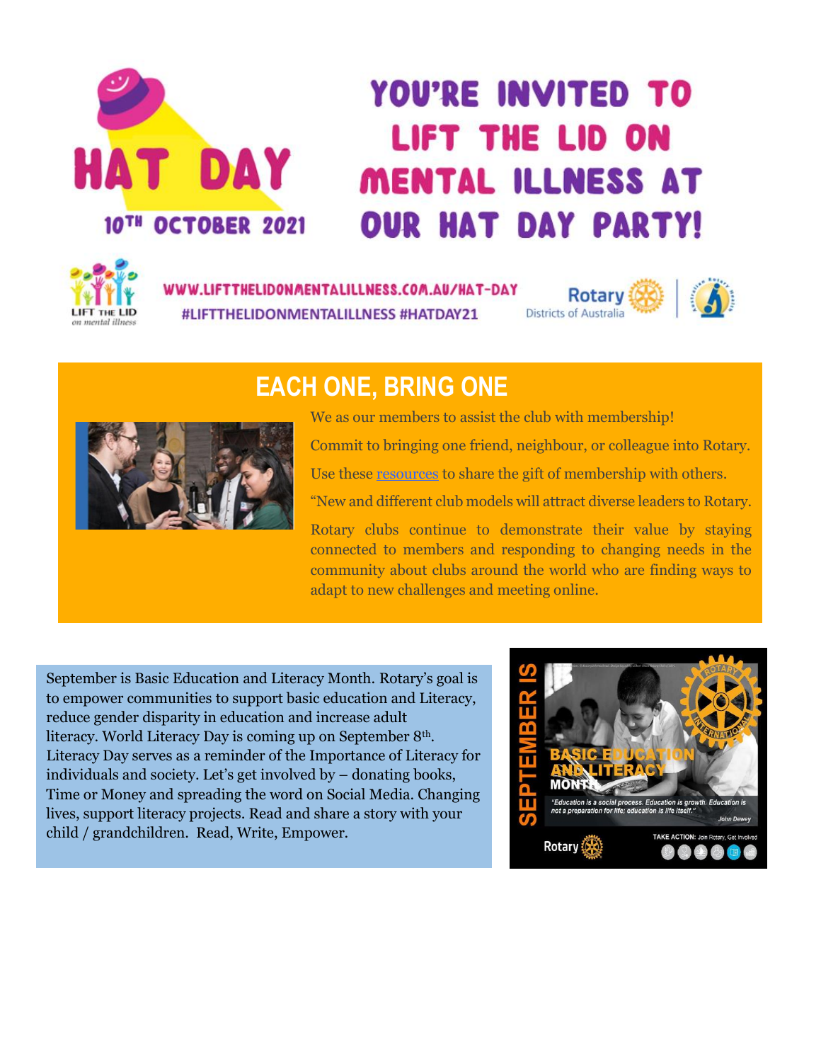# YOU'RE INVITED TO LIFT THE LID ON MENTAL ILLNESS AT OUR HAT DAY PARTY!

HAT DAY 10TH OCTOBER 2021

WWW.LIFTTHELIDONMENTALILLNESS.COM.AU/HAT-DAY
#LIFTTHELIDONMENTALILLNESS #HATDAY21

## EACH ONE, BRING ONE

We as our members to assist the club with membership!

Commit to bringing one friend, neighbour, or colleague into Rotary.

Use these resources to share the gift of membership with others.

"New and different club models will attract diverse leaders to Rotary.

Rotary clubs continue to demonstrate their value by staying connected to members and responding to changing needs in the community about clubs around the world who are finding ways to adapt to new challenges and meeting online.

September is Basic Education and Literacy Month. Rotary's goal is to empower communities to support basic education and Literacy, reduce gender disparity in education and increase adult literacy. World Literacy Day is coming up on September 8th. Literacy Day serves as a reminder of the Importance of Literacy for individuals and society. Let's get involved by – donating books, Time or Money and spreading the word on Social Media. Changing lives, support literacy projects. Read and share a story with your child / grandchildren. Read, Write, Empower.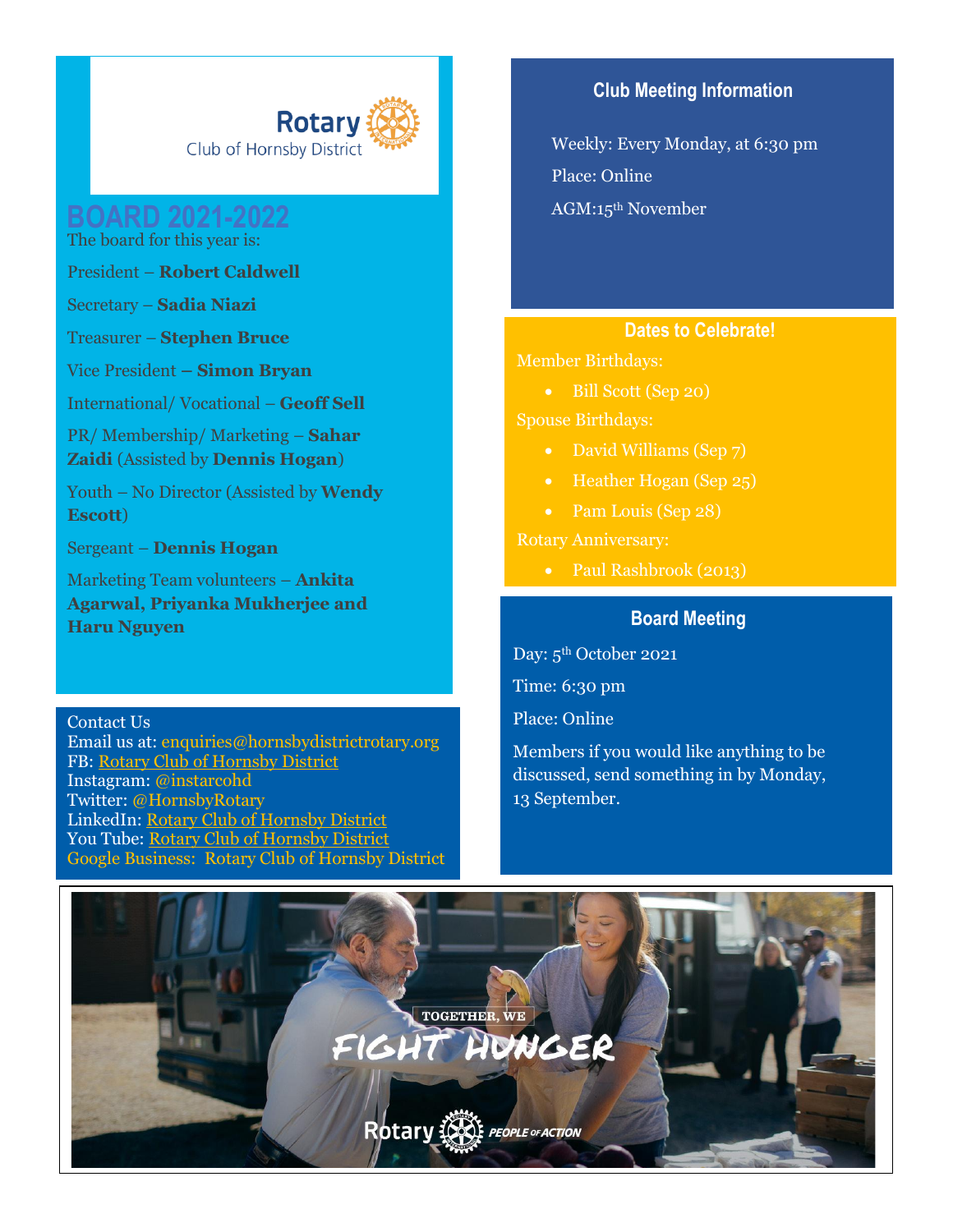Rotary Club of Hornsby District

## BOARD 2021-2022

The board for this year is:

President – **Robert Caldwell**

Secretary – **Sadia Niazi**

Treasurer – **Stephen Bruce**

Vice President **– Simon Bryan**

International/ Vocational – **Geoff Sell**

PR/ Membership/ Marketing – **Sahar Zaidi** (Assisted by **Dennis Hogan**)

Youth – No Director (Assisted by **Wendy Escott**)

Sergeant – **Dennis Hogan**

Marketing Team volunteers – **Ankita Agarwal, Priyanka Mukherjee and Haru Nguyen**

Contact Us
Email us at: enquiries@hornsbydistrictrotary.org
FB: Rotary Club of Hornsby District
Instagram: @instarcohd
Twitter: @HornsbyRotary
LinkedIn: Rotary Club of Hornsby District
You Tube: Rotary Club of Hornsby District
Google Business: Rotary Club of Hornsby District

### Club Meeting Information

Weekly: Every Monday, at 6:30 pm

Place: Online

AGM:15th November

### Dates to Celebrate!

Member Birthdays:

- Bill Scott (Sep 20)

Spouse Birthdays:

- David Williams (Sep 7)
- Heather Hogan (Sep 25)
- Pam Louis (Sep 28)

Rotary Anniversary:

- Paul Rashbrook (2013)

### Board Meeting

Day: 5th October 2021

Time: 6:30 pm

Place: Online

Members if you would like anything to be discussed, send something in by Monday, 13 September.

TOGETHER, WE FIGHT HUNGER

Rotary PEOPLE OF ACTION